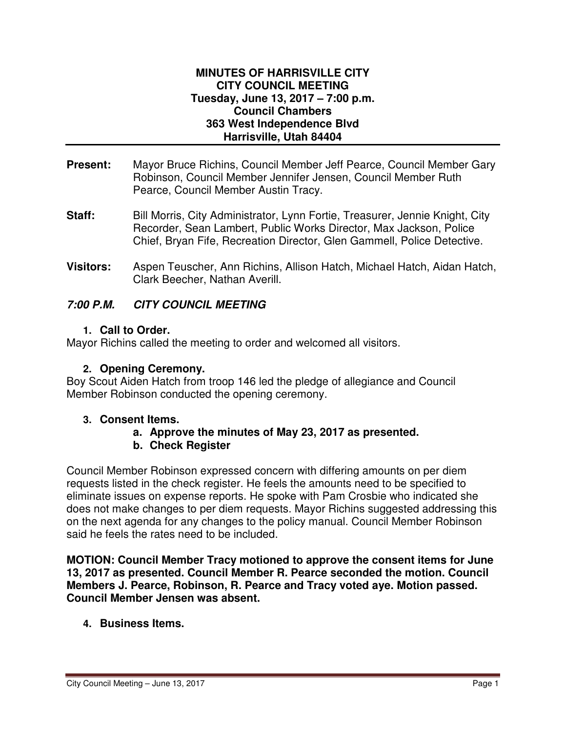**MINUTES OF HARRISVILLE CITY**
**CITY COUNCIL MEETING**
**Tuesday, June 13, 2017 – 7:00 p.m.**
**Council Chambers**
**363 West Independence Blvd**
**Harrisville, Utah 84404**

---

**Present:** Mayor Bruce Richins, Council Member Jeff Pearce, Council Member Gary Robinson, Council Member Jennifer Jensen, Council Member Ruth Pearce, Council Member Austin Tracy.

**Staff:** Bill Morris, City Administrator, Lynn Fortie, Treasurer, Jennie Knight, City Recorder, Sean Lambert, Public Works Director, Max Jackson, Police Chief, Bryan Fife, Recreation Director, Glen Gammell, Police Detective.

**Visitors:** Aspen Teuscher, Ann Richins, Allison Hatch, Michael Hatch, Aidan Hatch, Clark Beecher, Nathan Averill.

***7:00 P.M. CITY COUNCIL MEETING***

1. **Call to Order.**

Mayor Richins called the meeting to order and welcomed all visitors.

2. **Opening Ceremony.**

Boy Scout Aiden Hatch from troop 146 led the pledge of allegiance and Council Member Robinson conducted the opening ceremony.

3. **Consent Items.**
    a. **Approve the minutes of May 23, 2017 as presented.**
    b. **Check Register**

Council Member Robinson expressed concern with differing amounts on per diem requests listed in the check register. He feels the amounts need to be specified to eliminate issues on expense reports. He spoke with Pam Crosbie who indicated she does not make changes to per diem requests. Mayor Richins suggested addressing this on the next agenda for any changes to the policy manual. Council Member Robinson said he feels the rates need to be included.

**MOTION: Council Member Tracy motioned to approve the consent items for June 13, 2017 as presented. Council Member R. Pearce seconded the motion. Council Members J. Pearce, Robinson, R. Pearce and Tracy voted aye. Motion passed. Council Member Jensen was absent.**

4. **Business Items.**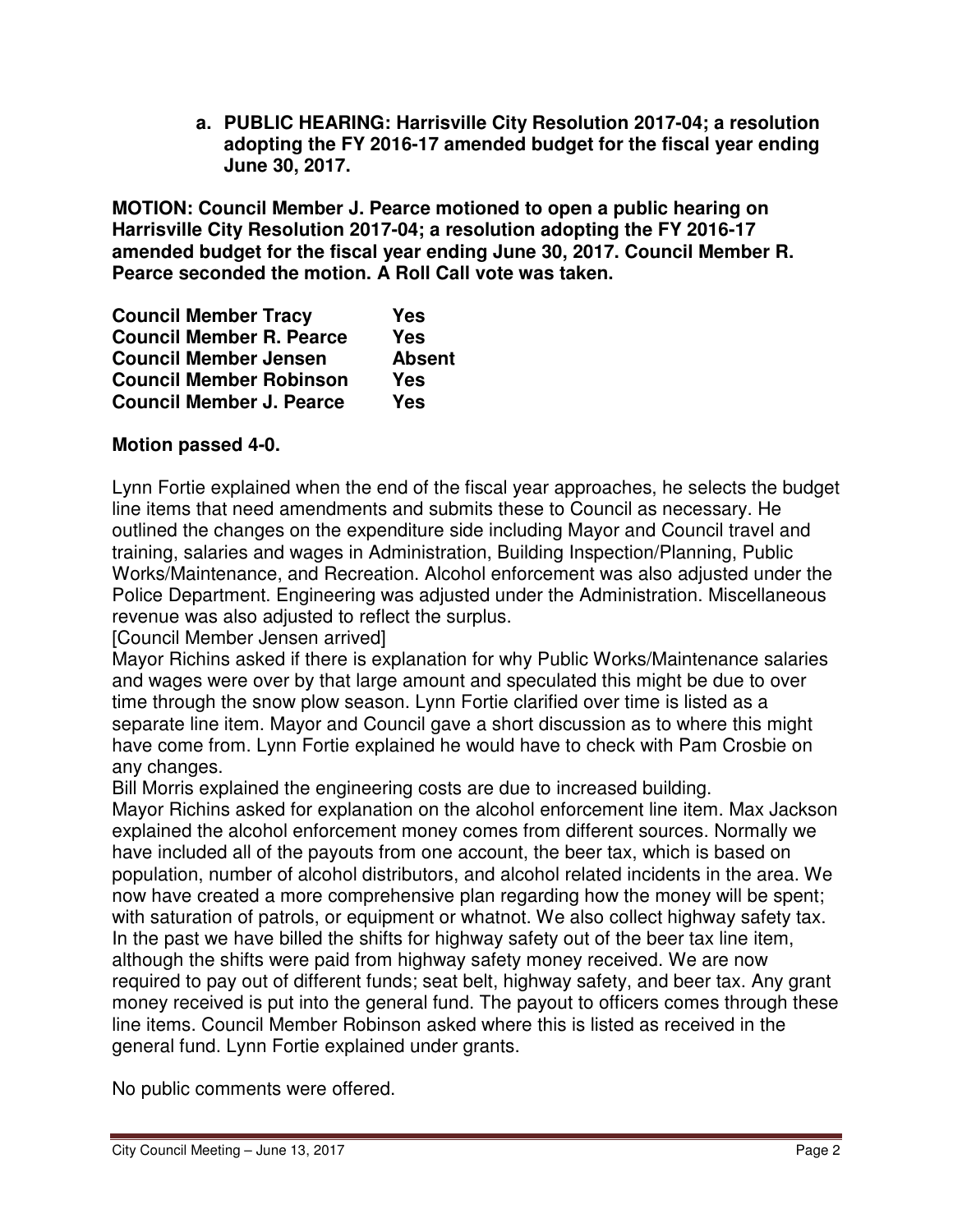a. **PUBLIC HEARING: Harrisville City Resolution 2017-04; a resolution adopting the FY 2016-17 amended budget for the fiscal year ending June 30, 2017.**

**MOTION: Council Member J. Pearce motioned to open a public hearing on Harrisville City Resolution 2017-04; a resolution adopting the FY 2016-17 amended budget for the fiscal year ending June 30, 2017. Council Member R. Pearce seconded the motion. A Roll Call vote was taken.**

| | |
|---|---|
| **Council Member Tracy** | **Yes** |
| **Council Member R. Pearce** | **Yes** |
| **Council Member Jensen** | **Absent** |
| **Council Member Robinson** | **Yes** |
| **Council Member J. Pearce** | **Yes** |

**Motion passed 4-0.**

Lynn Fortie explained when the end of the fiscal year approaches, he selects the budget line items that need amendments and submits these to Council as necessary. He outlined the changes on the expenditure side including Mayor and Council travel and training, salaries and wages in Administration, Building Inspection/Planning, Public Works/Maintenance, and Recreation. Alcohol enforcement was also adjusted under the Police Department. Engineering was adjusted under the Administration. Miscellaneous revenue was also adjusted to reflect the surplus.
[Council Member Jensen arrived]
Mayor Richins asked if there is explanation for why Public Works/Maintenance salaries and wages were over by that large amount and speculated this might be due to over time through the snow plow season. Lynn Fortie clarified over time is listed as a separate line item. Mayor and Council gave a short discussion as to where this might have come from. Lynn Fortie explained he would have to check with Pam Crosbie on any changes.
Bill Morris explained the engineering costs are due to increased building.
Mayor Richins asked for explanation on the alcohol enforcement line item. Max Jackson explained the alcohol enforcement money comes from different sources. Normally we have included all of the payouts from one account, the beer tax, which is based on population, number of alcohol distributors, and alcohol related incidents in the area. We now have created a more comprehensive plan regarding how the money will be spent; with saturation of patrols, or equipment or whatnot. We also collect highway safety tax. In the past we have billed the shifts for highway safety out of the beer tax line item, although the shifts were paid from highway safety money received. We are now required to pay out of different funds; seat belt, highway safety, and beer tax. Any grant money received is put into the general fund. The payout to officers comes through these line items. Council Member Robinson asked where this is listed as received in the general fund. Lynn Fortie explained under grants.

No public comments were offered.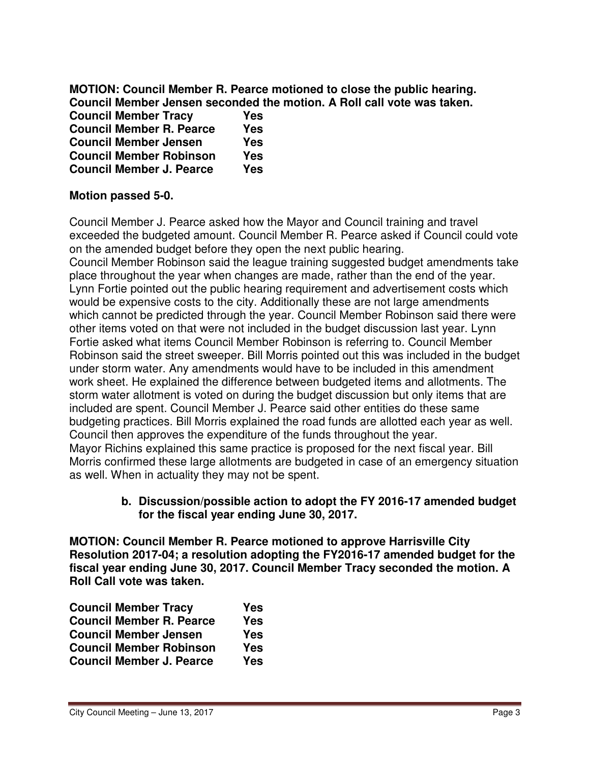**MOTION: Council Member R. Pearce motioned to close the public hearing. Council Member Jensen seconded the motion. A Roll call vote was taken.**

| | |
|---|---|
| **Council Member Tracy** | **Yes** |
| **Council Member R. Pearce** | **Yes** |
| **Council Member Jensen** | **Yes** |
| **Council Member Robinson** | **Yes** |
| **Council Member J. Pearce** | **Yes** |

**Motion passed 5-0.**

Council Member J. Pearce asked how the Mayor and Council training and travel exceeded the budgeted amount. Council Member R. Pearce asked if Council could vote on the amended budget before they open the next public hearing.
Council Member Robinson said the league training suggested budget amendments take place throughout the year when changes are made, rather than the end of the year. Lynn Fortie pointed out the public hearing requirement and advertisement costs which would be expensive costs to the city. Additionally these are not large amendments which cannot be predicted through the year. Council Member Robinson said there were other items voted on that were not included in the budget discussion last year. Lynn Fortie asked what items Council Member Robinson is referring to. Council Member Robinson said the street sweeper. Bill Morris pointed out this was included in the budget under storm water. Any amendments would have to be included in this amendment work sheet. He explained the difference between budgeted items and allotments. The storm water allotment is voted on during the budget discussion but only items that are included are spent. Council Member J. Pearce said other entities do these same budgeting practices. Bill Morris explained the road funds are allotted each year as well. Council then approves the expenditure of the funds throughout the year.
Mayor Richins explained this same practice is proposed for the next fiscal year. Bill Morris confirmed these large allotments are budgeted in case of an emergency situation as well. When in actuality they may not be spent.

**b. Discussion/possible action to adopt the FY 2016-17 amended budget for the fiscal year ending June 30, 2017.**

**MOTION: Council Member R. Pearce motioned to approve Harrisville City Resolution 2017-04; a resolution adopting the FY2016-17 amended budget for the fiscal year ending June 30, 2017. Council Member Tracy seconded the motion. A Roll Call vote was taken.**

| | |
|---|---|
| **Council Member Tracy** | **Yes** |
| **Council Member R. Pearce** | **Yes** |
| **Council Member Jensen** | **Yes** |
| **Council Member Robinson** | **Yes** |
| **Council Member J. Pearce** | **Yes** |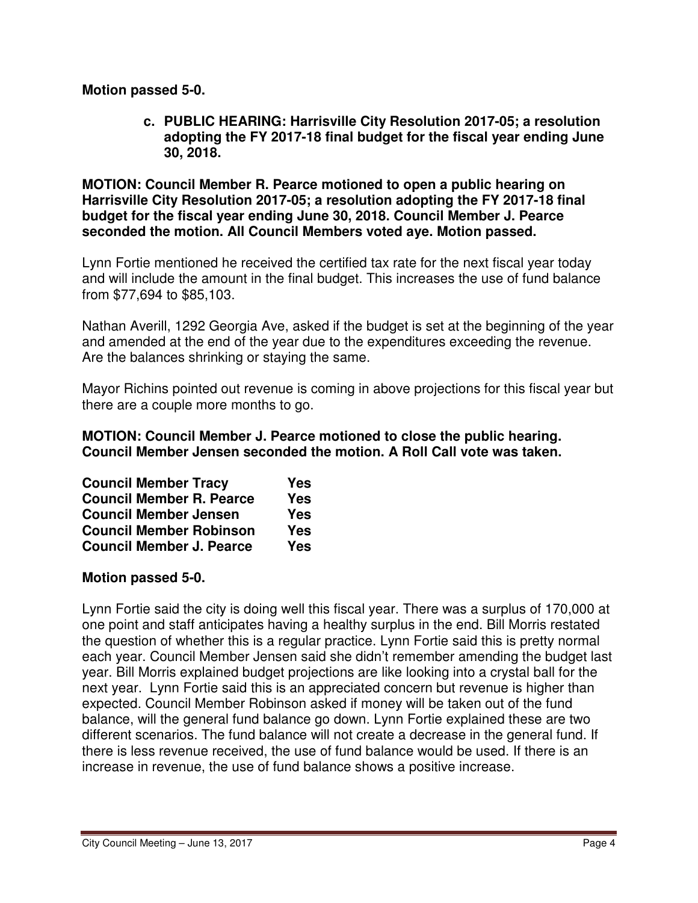**Motion passed 5-0.**

**c. PUBLIC HEARING: Harrisville City Resolution 2017-05; a resolution adopting the FY 2017-18 final budget for the fiscal year ending June 30, 2018.**

**MOTION: Council Member R. Pearce motioned to open a public hearing on Harrisville City Resolution 2017-05; a resolution adopting the FY 2017-18 final budget for the fiscal year ending June 30, 2018. Council Member J. Pearce seconded the motion. All Council Members voted aye. Motion passed.**

Lynn Fortie mentioned he received the certified tax rate for the next fiscal year today and will include the amount in the final budget. This increases the use of fund balance from $77,694 to $85,103.

Nathan Averill, 1292 Georgia Ave, asked if the budget is set at the beginning of the year and amended at the end of the year due to the expenditures exceeding the revenue. Are the balances shrinking or staying the same.

Mayor Richins pointed out revenue is coming in above projections for this fiscal year but there are a couple more months to go.

**MOTION: Council Member J. Pearce motioned to close the public hearing. Council Member Jensen seconded the motion. A Roll Call vote was taken.**

| | |
|---|---|
| **Council Member Tracy** | **Yes** |
| **Council Member R. Pearce** | **Yes** |
| **Council Member Jensen** | **Yes** |
| **Council Member Robinson** | **Yes** |
| **Council Member J. Pearce** | **Yes** |

**Motion passed 5-0.**

Lynn Fortie said the city is doing well this fiscal year. There was a surplus of 170,000 at one point and staff anticipates having a healthy surplus in the end. Bill Morris restated the question of whether this is a regular practice. Lynn Fortie said this is pretty normal each year. Council Member Jensen said she didn't remember amending the budget last year. Bill Morris explained budget projections are like looking into a crystal ball for the next year. Lynn Fortie said this is an appreciated concern but revenue is higher than expected. Council Member Robinson asked if money will be taken out of the fund balance, will the general fund balance go down. Lynn Fortie explained these are two different scenarios. The fund balance will not create a decrease in the general fund. If there is less revenue received, the use of fund balance would be used. If there is an increase in revenue, the use of fund balance shows a positive increase.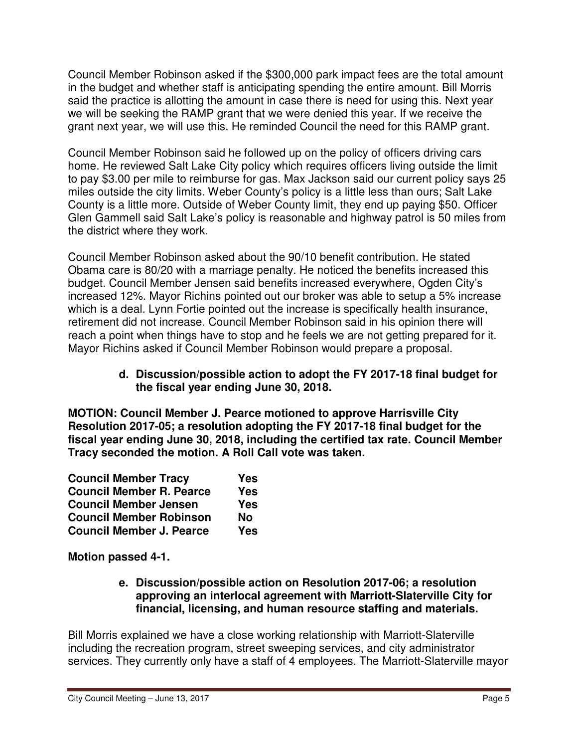Council Member Robinson asked if the $300,000 park impact fees are the total amount in the budget and whether staff is anticipating spending the entire amount. Bill Morris said the practice is allotting the amount in case there is need for using this. Next year we will be seeking the RAMP grant that we were denied this year. If we receive the grant next year, we will use this. He reminded Council the need for this RAMP grant.

Council Member Robinson said he followed up on the policy of officers driving cars home. He reviewed Salt Lake City policy which requires officers living outside the limit to pay $3.00 per mile to reimburse for gas. Max Jackson said our current policy says 25 miles outside the city limits. Weber County's policy is a little less than ours; Salt Lake County is a little more. Outside of Weber County limit, they end up paying $50. Officer Glen Gammell said Salt Lake's policy is reasonable and highway patrol is 50 miles from the district where they work.

Council Member Robinson asked about the 90/10 benefit contribution. He stated Obama care is 80/20 with a marriage penalty. He noticed the benefits increased this budget. Council Member Jensen said benefits increased everywhere, Ogden City's increased 12%. Mayor Richins pointed out our broker was able to setup a 5% increase which is a deal. Lynn Fortie pointed out the increase is specifically health insurance, retirement did not increase. Council Member Robinson said in his opinion there will reach a point when things have to stop and he feels we are not getting prepared for it. Mayor Richins asked if Council Member Robinson would prepare a proposal.

**d. Discussion/possible action to adopt the FY 2017-18 final budget for the fiscal year ending June 30, 2018.**

**MOTION: Council Member J. Pearce motioned to approve Harrisville City Resolution 2017-05; a resolution adopting the FY 2017-18 final budget for the fiscal year ending June 30, 2018, including the certified tax rate. Council Member Tracy seconded the motion. A Roll Call vote was taken.**

| | |
|---|---|
| **Council Member Tracy** | **Yes** |
| **Council Member R. Pearce** | **Yes** |
| **Council Member Jensen** | **Yes** |
| **Council Member Robinson** | **No** |
| **Council Member J. Pearce** | **Yes** |

**Motion passed 4-1.**

**e. Discussion/possible action on Resolution 2017-06; a resolution approving an interlocal agreement with Marriott-Slaterville City for financial, licensing, and human resource staffing and materials.**

Bill Morris explained we have a close working relationship with Marriott-Slaterville including the recreation program, street sweeping services, and city administrator services. They currently only have a staff of 4 employees. The Marriott-Slaterville mayor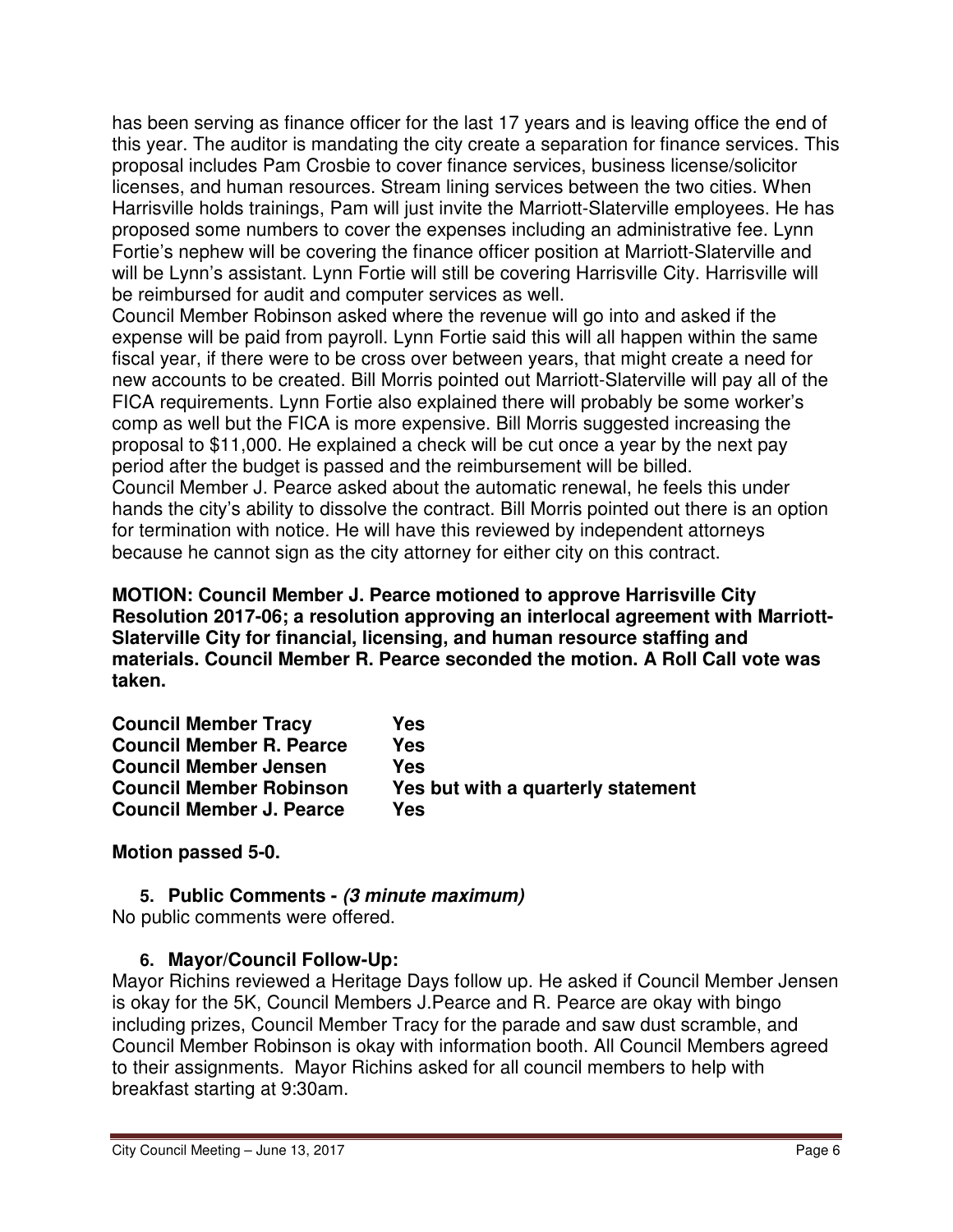has been serving as finance officer for the last 17 years and is leaving office the end of this year. The auditor is mandating the city create a separation for finance services. This proposal includes Pam Crosbie to cover finance services, business license/solicitor licenses, and human resources. Stream lining services between the two cities. When Harrisville holds trainings, Pam will just invite the Marriott-Slaterville employees. He has proposed some numbers to cover the expenses including an administrative fee. Lynn Fortie's nephew will be covering the finance officer position at Marriott-Slaterville and will be Lynn's assistant. Lynn Fortie will still be covering Harrisville City. Harrisville will be reimbursed for audit and computer services as well.

Council Member Robinson asked where the revenue will go into and asked if the expense will be paid from payroll. Lynn Fortie said this will all happen within the same fiscal year, if there were to be cross over between years, that might create a need for new accounts to be created. Bill Morris pointed out Marriott-Slaterville will pay all of the FICA requirements. Lynn Fortie also explained there will probably be some worker's comp as well but the FICA is more expensive. Bill Morris suggested increasing the proposal to $11,000. He explained a check will be cut once a year by the next pay period after the budget is passed and the reimbursement will be billed.

Council Member J. Pearce asked about the automatic renewal, he feels this under hands the city's ability to dissolve the contract. Bill Morris pointed out there is an option for termination with notice. He will have this reviewed by independent attorneys because he cannot sign as the city attorney for either city on this contract.

**MOTION: Council Member J. Pearce motioned to approve Harrisville City Resolution 2017-06; a resolution approving an interlocal agreement with Marriott-Slaterville City for financial, licensing, and human resource staffing and materials. Council Member R. Pearce seconded the motion. A Roll Call vote was taken.**

| | |
|---|---|
| **Council Member Tracy** | **Yes** |
| **Council Member R. Pearce** | **Yes** |
| **Council Member Jensen** | **Yes** |
| **Council Member Robinson** | **Yes but with a quarterly statement** |
| **Council Member J. Pearce** | **Yes** |

**Motion passed 5-0.**

### 5. Public Comments - *(3 minute maximum)*

No public comments were offered.

### 6. Mayor/Council Follow-Up:

Mayor Richins reviewed a Heritage Days follow up. He asked if Council Member Jensen is okay for the 5K, Council Members J.Pearce and R. Pearce are okay with bingo including prizes, Council Member Tracy for the parade and saw dust scramble, and Council Member Robinson is okay with information booth. All Council Members agreed to their assignments. Mayor Richins asked for all council members to help with breakfast starting at 9:30am.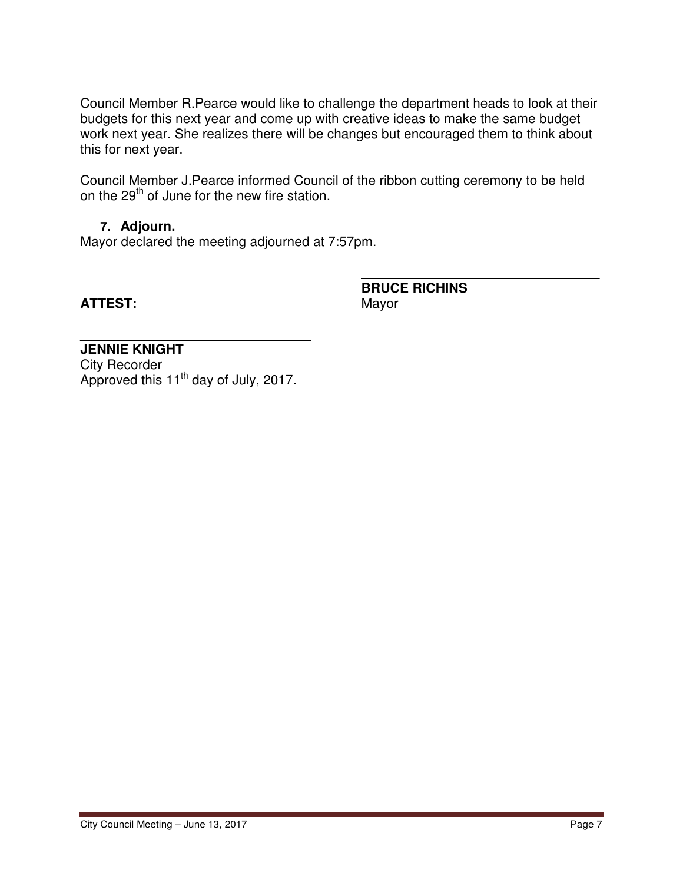Council Member R.Pearce would like to challenge the department heads to look at their budgets for this next year and come up with creative ideas to make the same budget work next year. She realizes there will be changes but encouraged them to think about this for next year.

Council Member J.Pearce informed Council of the ribbon cutting ceremony to be held on the 29th of June for the new fire station.

**7. Adjourn.**

Mayor declared the meeting adjourned at 7:57pm.

\_\_\_\_\_\_\_\_\_\_\_\_\_\_\_\_\_\_\_\_\_\_\_\_\_\_\_\_\_\_\_\_\_\_

**BRUCE RICHINS**
Mayor

**ATTEST:**

\_\_\_\_\_\_\_\_\_\_\_\_\_\_\_\_\_\_\_\_\_\_\_\_\_\_\_\_\_\_\_\_\_\_

**JENNIE KNIGHT**
City Recorder
Approved this 11th day of July, 2017.